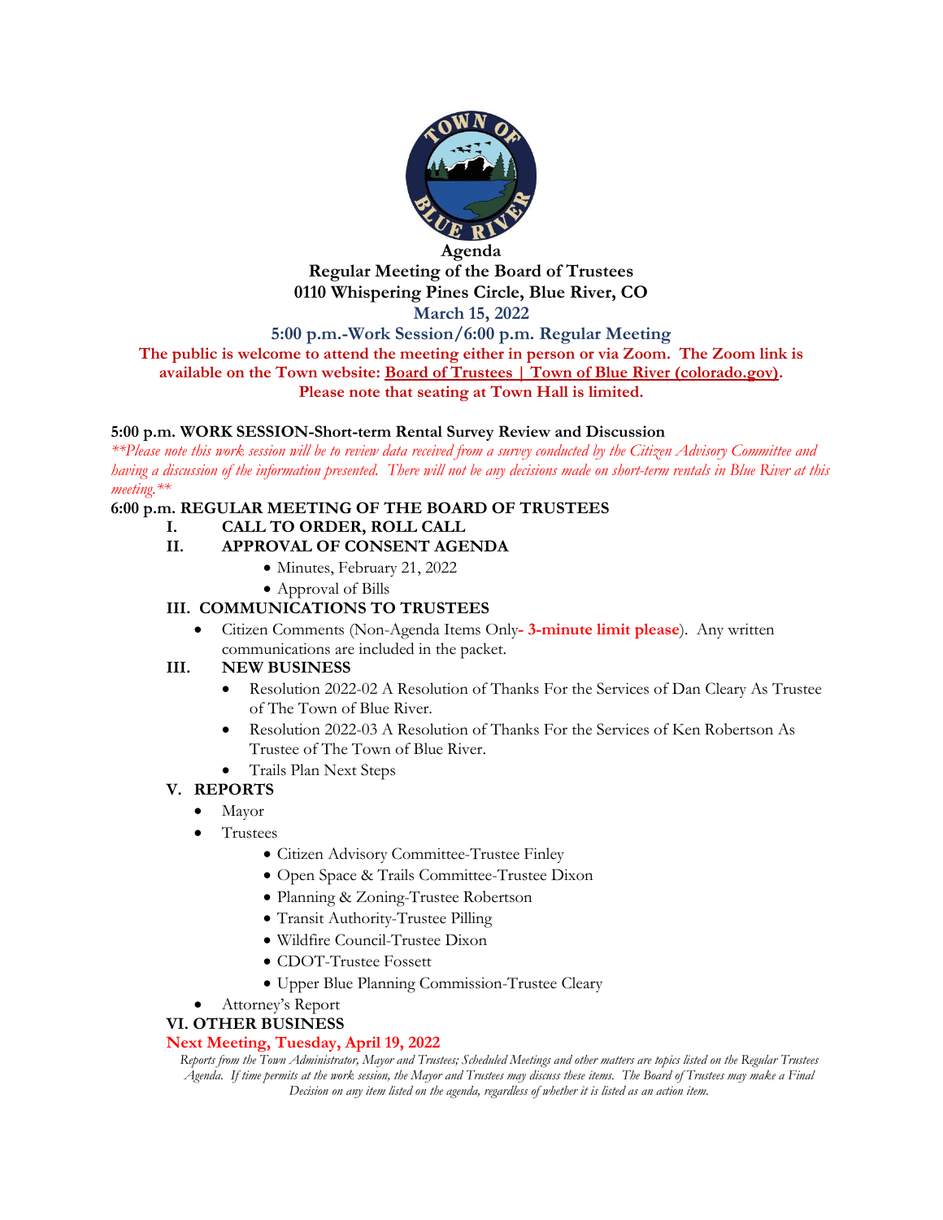# Agenda

## Regular Meeting of the Board of Trustees

**0110 Whispering Pines Circle, Blue River, CO**

**March 15, 2022**

**5:00 p.m.-Work Session/6:00 p.m. Regular Meeting**

**The public is welcome to attend the meeting either in person or via Zoom. The Zoom link is available on the Town website: [Board of Trustees | Town of Blue River (colorado.gov)](). Please note that seating at Town Hall is limited.**

**5:00 p.m. WORK SESSION-Short-term Rental Survey Review and Discussion**

*\*\*Please note this work session will be to review data received from a survey conducted by the Citizen Advisory Committee and having a discussion of the information presented. There will not be any decisions made on short-term rentals in Blue River at this meeting.\*\**

**6:00 p.m. REGULAR MEETING OF THE BOARD OF TRUSTEES**

**I. CALL TO ORDER, ROLL CALL**

**II. APPROVAL OF CONSENT AGENDA**

- Minutes, February 21, 2022
- Approval of Bills

**III. COMMUNICATIONS TO TRUSTEES**

- Citizen Comments (Non-Agenda Items Only**- 3-minute limit please**). Any written communications are included in the packet.

**III. NEW BUSINESS**

- Resolution 2022-02 A Resolution of Thanks For the Services of Dan Cleary As Trustee of The Town of Blue River.
- Resolution 2022-03 A Resolution of Thanks For the Services of Ken Robertson As Trustee of The Town of Blue River.
- Trails Plan Next Steps

**V. REPORTS**

- Mayor
- Trustees
  - Citizen Advisory Committee-Trustee Finley
  - Open Space & Trails Committee-Trustee Dixon
  - Planning & Zoning-Trustee Robertson
  - Transit Authority-Trustee Pilling
  - Wildfire Council-Trustee Dixon
  - CDOT-Trustee Fossett
  - Upper Blue Planning Commission-Trustee Cleary
- Attorney's Report

**VI. OTHER BUSINESS**

**Next Meeting, Tuesday, April 19, 2022**

*Reports from the Town Administrator, Mayor and Trustees; Scheduled Meetings and other matters are topics listed on the Regular Trustees Agenda. If time permits at the work session, the Mayor and Trustees may discuss these items. The Board of Trustees may make a Final Decision on any item listed on the agenda, regardless of whether it is listed as an action item.*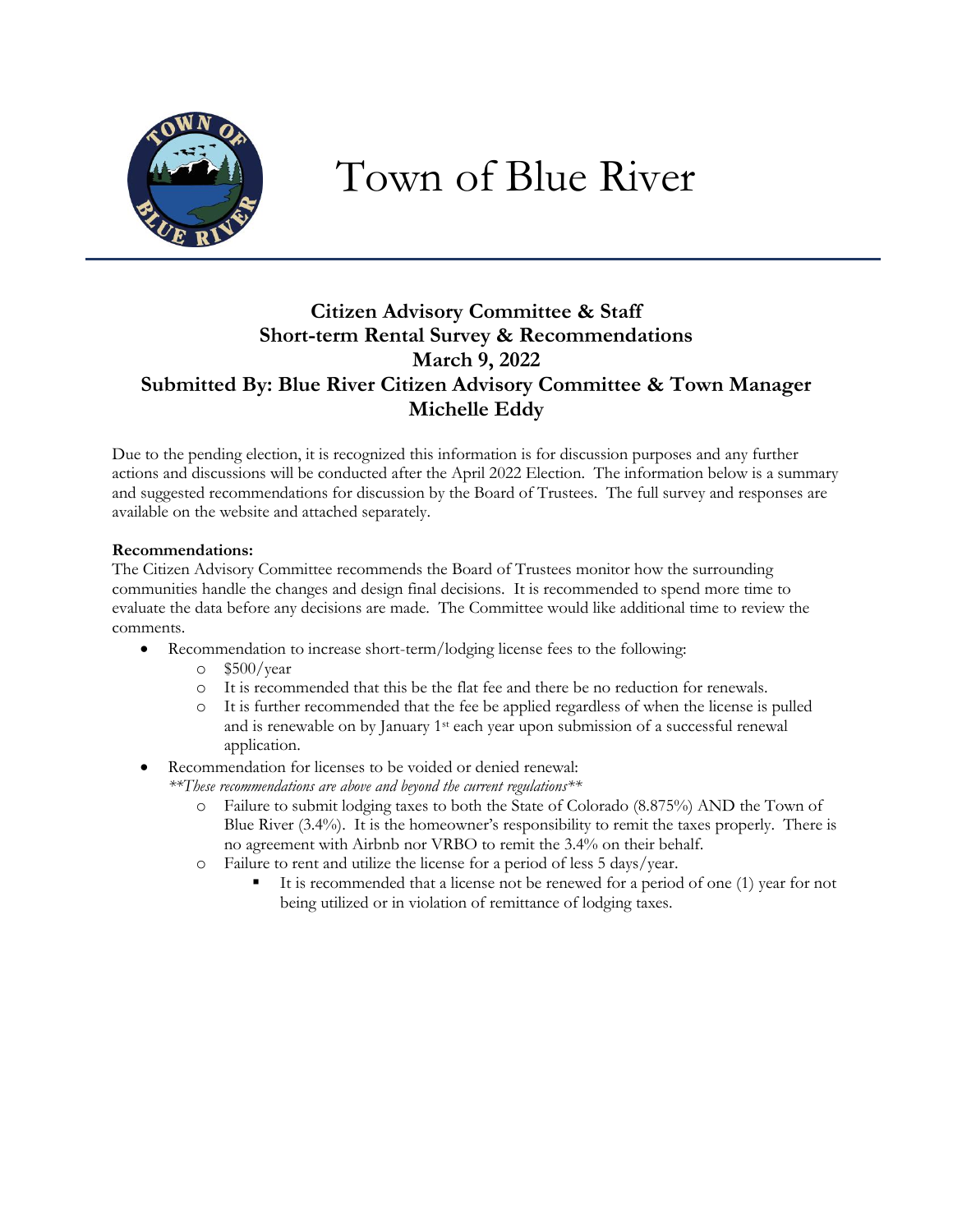# Town of Blue River

**Citizen Advisory Committee & Staff**
**Short-term Rental Survey & Recommendations**
**March 9, 2022**
**Submitted By: Blue River Citizen Advisory Committee & Town Manager Michelle Eddy**

Due to the pending election, it is recognized this information is for discussion purposes and any further actions and discussions will be conducted after the April 2022 Election. The information below is a summary and suggested recommendations for discussion by the Board of Trustees. The full survey and responses are available on the website and attached separately.

**Recommendations:**
The Citizen Advisory Committee recommends the Board of Trustees monitor how the surrounding communities handle the changes and design final decisions. It is recommended to spend more time to evaluate the data before any decisions are made. The Committee would like additional time to review the comments.

- Recommendation to increase short-term/lodging license fees to the following:
  - $500/year
  - It is recommended that this be the flat fee and there be no reduction for renewals.
  - It is further recommended that the fee be applied regardless of when the license is pulled and is renewable on by January 1st each year upon submission of a successful renewal application.
- Recommendation for licenses to be voided or denied renewal:
  *\*\*These recommendations are above and beyond the current regulations\*\**
  - Failure to submit lodging taxes to both the State of Colorado (8.875%) AND the Town of Blue River (3.4%). It is the homeowner's responsibility to remit the taxes properly. There is no agreement with Airbnb nor VRBO to remit the 3.4% on their behalf.
  - Failure to rent and utilize the license for a period of less 5 days/year.
    - It is recommended that a license not be renewed for a period of one (1) year for not being utilized or in violation of remittance of lodging taxes.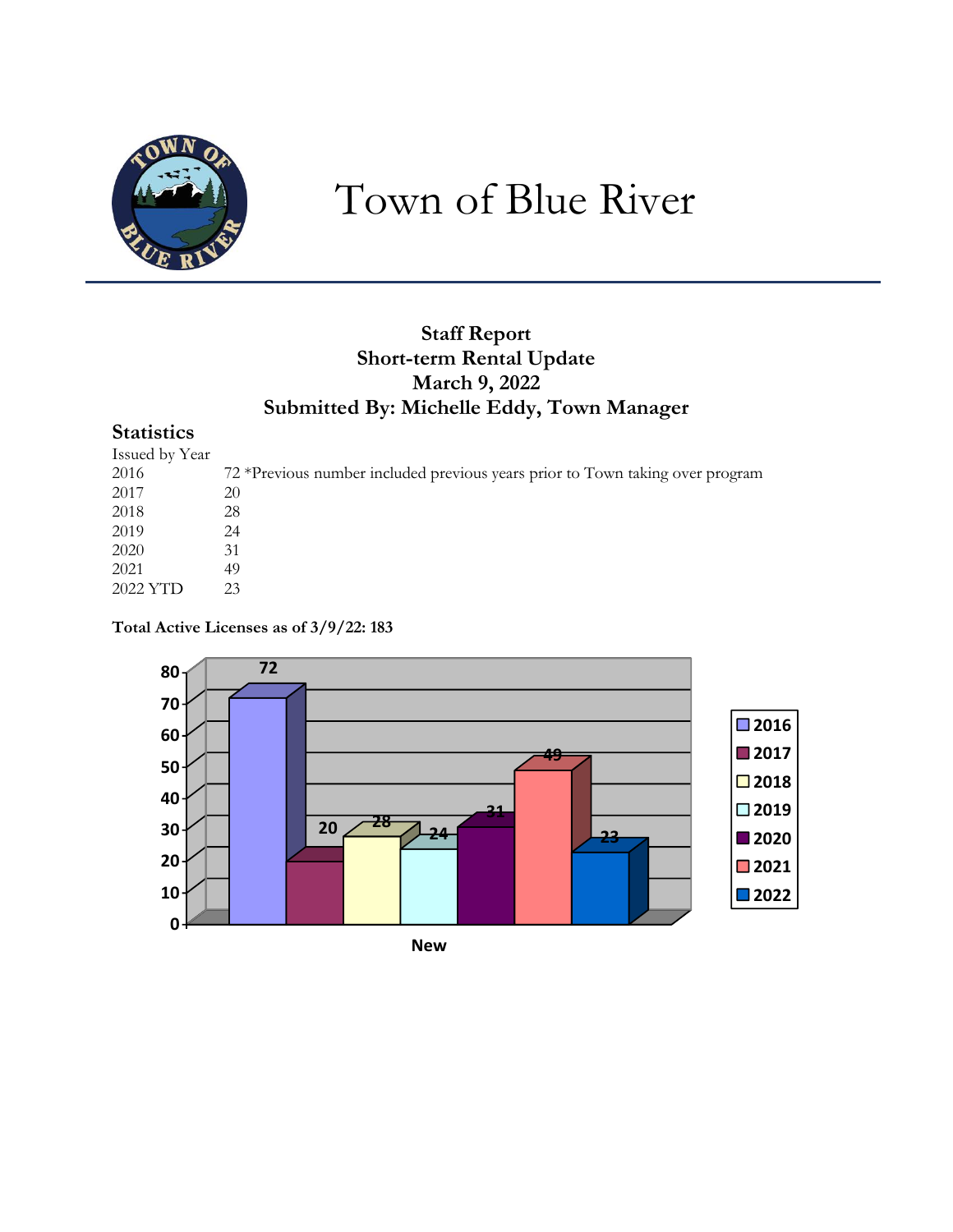# Town of Blue River

**Staff Report**
**Short-term Rental Update**
**March 9, 2022**
**Submitted By: Michelle Eddy, Town Manager**

## Statistics

Issued by Year

| | |
|---|---|
| 2016 | 72 *Previous number included previous years prior to Town taking over program |
| 2017 | 20 |
| 2018 | 28 |
| 2019 | 24 |
| 2020 | 31 |
| 2021 | 49 |
| 2022 YTD | 23 |

**Total Active Licenses as of 3/9/22: 183**

| New | |
|---|---|
| 2016 | 72 |
| 2017 | 20 |
| 2018 | 28 |
| 2019 | 24 |
| 2020 | 31 |
| 2021 | 49 |
| 2022 | 23 |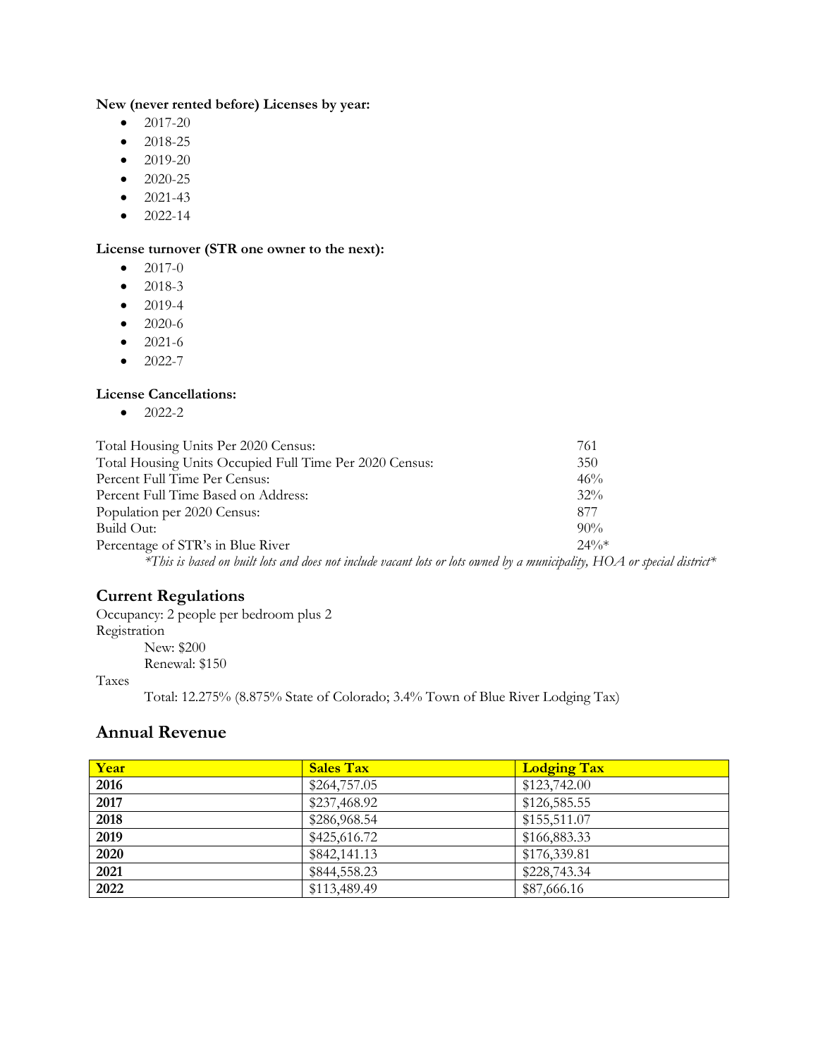**New (never rented before) Licenses by year:**

- 2017-20
- 2018-25
- 2019-20
- 2020-25
- 2021-43
- 2022-14

**License turnover (STR one owner to the next):**

- 2017-0
- 2018-3
- 2019-4
- 2020-6
- 2021-6
- 2022-7

**License Cancellations:**

- 2022-2

| | |
|---|---|
| Total Housing Units Per 2020 Census: | 761 |
| Total Housing Units Occupied Full Time Per 2020 Census: | 350 |
| Percent Full Time Per Census: | 46% |
| Percent Full Time Based on Address: | 32% |
| Population per 2020 Census: | 877 |
| Build Out: | 90% |
| Percentage of STR's in Blue River | 24%* |

*\*This is based on built lots and does not include vacant lots or lots owned by a municipality, HOA or special district\**

## Current Regulations

Occupancy: 2 people per bedroom plus 2

Registration

New: $200

Renewal: $150

Taxes

Total: 12.275% (8.875% State of Colorado; 3.4% Town of Blue River Lodging Tax)

## Annual Revenue

| Year | Sales Tax | Lodging Tax |
|---|---|---|
| **2016** | $264,757.05 | $123,742.00 |
| **2017** | $237,468.92 | $126,585.55 |
| **2018** | $286,968.54 | $155,511.07 |
| **2019** | $425,616.72 | $166,883.33 |
| **2020** | $842,141.13 | $176,339.81 |
| **2021** | $844,558.23 | $228,743.34 |
| **2022** | $113,489.49 | $87,666.16 |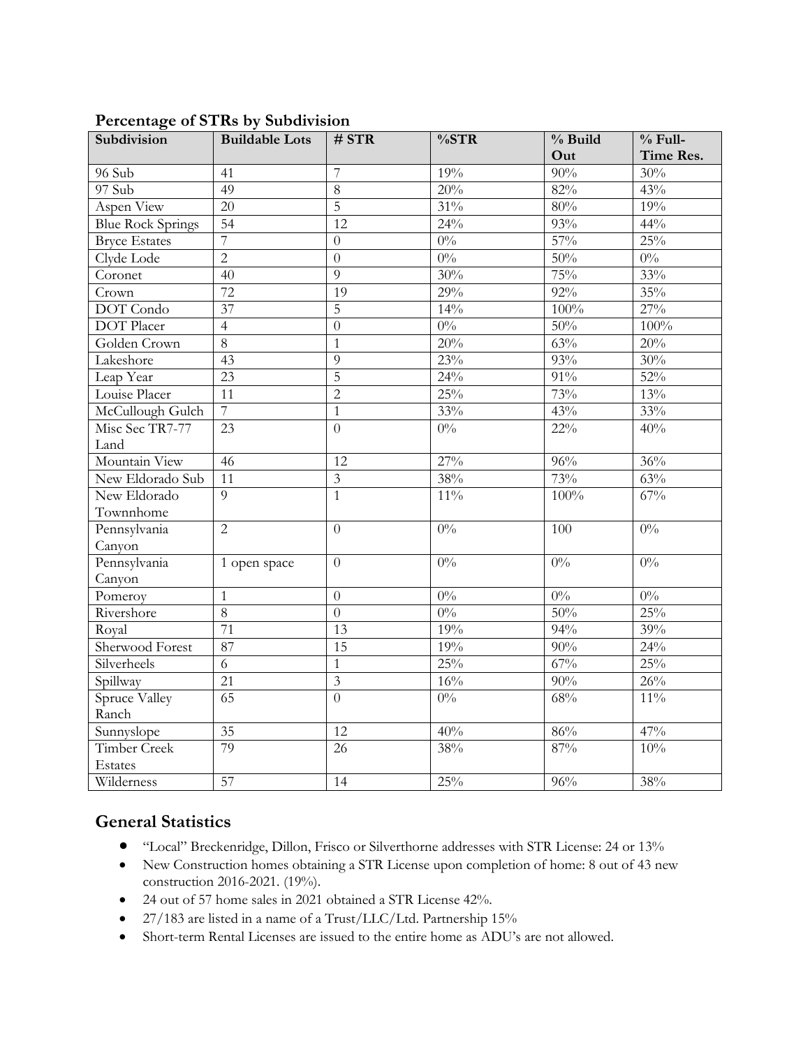## Percentage of STRs by Subdivision

| Subdivision | Buildable Lots | # STR | %STR | % Build Out | % Full-Time Res. |
|---|---|---|---|---|---|
| 96 Sub | 41 | 7 | 19% | 90% | 30% |
| 97 Sub | 49 | 8 | 20% | 82% | 43% |
| Aspen View | 20 | 5 | 31% | 80% | 19% |
| Blue Rock Springs | 54 | 12 | 24% | 93% | 44% |
| Bryce Estates | 7 | 0 | 0% | 57% | 25% |
| Clyde Lode | 2 | 0 | 0% | 50% | 0% |
| Coronet | 40 | 9 | 30% | 75% | 33% |
| Crown | 72 | 19 | 29% | 92% | 35% |
| DOT Condo | 37 | 5 | 14% | 100% | 27% |
| DOT Placer | 4 | 0 | 0% | 50% | 100% |
| Golden Crown | 8 | 1 | 20% | 63% | 20% |
| Lakeshore | 43 | 9 | 23% | 93% | 30% |
| Leap Year | 23 | 5 | 24% | 91% | 52% |
| Louise Placer | 11 | 2 | 25% | 73% | 13% |
| McCullough Gulch | 7 | 1 | 33% | 43% | 33% |
| Misc Sec TR7-77 Land | 23 | 0 | 0% | 22% | 40% |
| Mountain View | 46 | 12 | 27% | 96% | 36% |
| New Eldorado Sub | 11 | 3 | 38% | 73% | 63% |
| New Eldorado Townnhome | 9 | 1 | 11% | 100% | 67% |
| Pennsylvania Canyon | 2 | 0 | 0% | 100 | 0% |
| Pennsylvania Canyon | 1 open space | 0 | 0% | 0% | 0% |
| Pomeroy | 1 | 0 | 0% | 0% | 0% |
| Rivershore | 8 | 0 | 0% | 50% | 25% |
| Royal | 71 | 13 | 19% | 94% | 39% |
| Sherwood Forest | 87 | 15 | 19% | 90% | 24% |
| Silverheels | 6 | 1 | 25% | 67% | 25% |
| Spillway | 21 | 3 | 16% | 90% | 26% |
| Spruce Valley Ranch | 65 | 0 | 0% | 68% | 11% |
| Sunnyslope | 35 | 12 | 40% | 86% | 47% |
| Timber Creek Estates | 79 | 26 | 38% | 87% | 10% |
| Wilderness | 57 | 14 | 25% | 96% | 38% |

## General Statistics

- "Local" Breckenridge, Dillon, Frisco or Silverthorne addresses with STR License: 24 or 13%
- New Construction homes obtaining a STR License upon completion of home: 8 out of 43 new construction 2016-2021. (19%).
- 24 out of 57 home sales in 2021 obtained a STR License 42%.
- 27/183 are listed in a name of a Trust/LLC/Ltd. Partnership 15%
- Short-term Rental Licenses are issued to the entire home as ADU's are not allowed.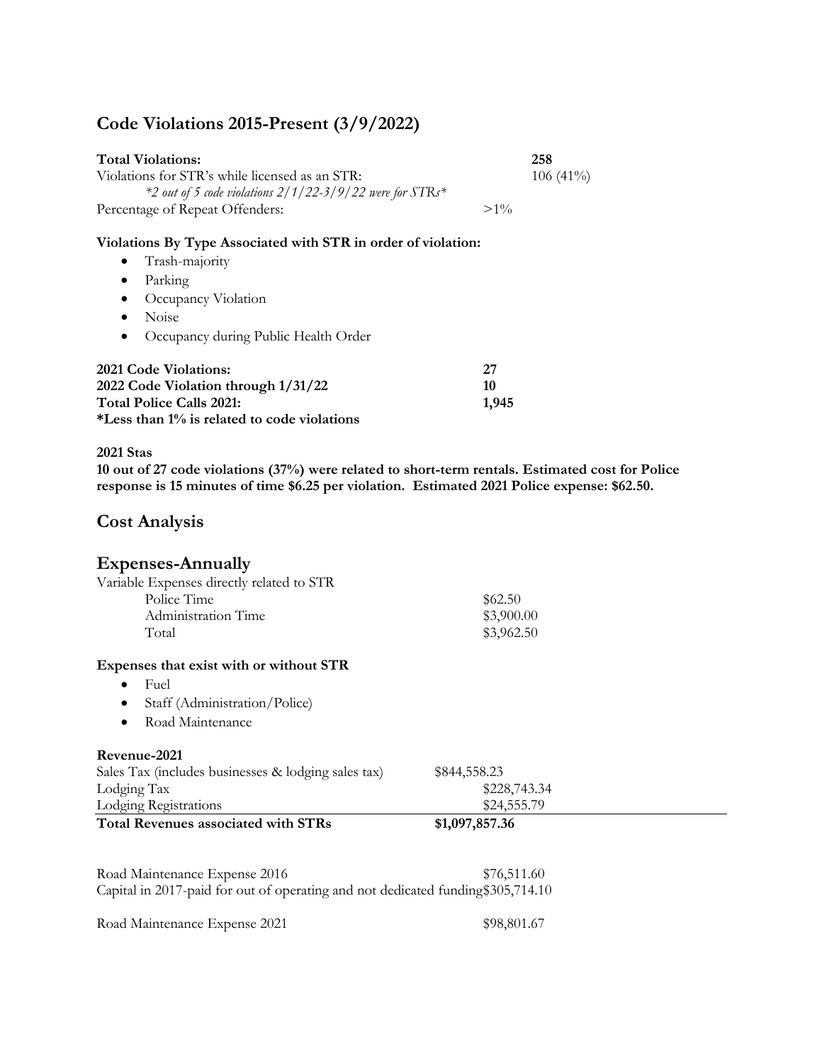## Code Violations 2015-Present (3/9/2022)

| | |
|---|---|
| **Total Violations:** | **258** |
| Violations for STR's while licensed as an STR: | 106 (41%) |
| *\*2 out of 5 code violations 2/1/22-3/9/22 were for STRs\** | |
| Percentage of Repeat Offenders: | >1% |

**Violations By Type Associated with STR in order of violation:**

- Trash-majority
- Parking
- Occupancy Violation
- Noise
- Occupancy during Public Health Order

| | |
|---|---|
| **2021 Code Violations:** | **27** |
| **2022 Code Violation through 1/31/22** | **10** |
| **Total Police Calls 2021:** | **1,945** |
| **\*Less than 1% is related to code violations** | |

**2021 Stas**

**10 out of 27 code violations (37%) were related to short-term rentals. Estimated cost for Police response is 15 minutes of time $6.25 per violation. Estimated 2021 Police expense: $62.50.**

## Cost Analysis

## Expenses-Annually

Variable Expenses directly related to STR

| | |
|---|---|
| Police Time | $62.50 |
| Administration Time | $3,900.00 |
| Total | $3,962.50 |

**Expenses that exist with or without STR**

- Fuel
- Staff (Administration/Police)
- Road Maintenance

**Revenue-2021**

| | |
|---|---|
| Sales Tax (includes businesses & lodging sales tax) | $844,558.23 |
| Lodging Tax | $228,743.34 |
| Lodging Registrations | $24,555.79 |
| **Total Revenues associated with STRs** | **$1,097,857.36** |

| | |
|---|---|
| Road Maintenance Expense 2016 | $76,511.60 |
| Capital in 2017-paid for out of operating and not dedicated funding | $305,714.10 |
| Road Maintenance Expense 2021 | $98,801.67 |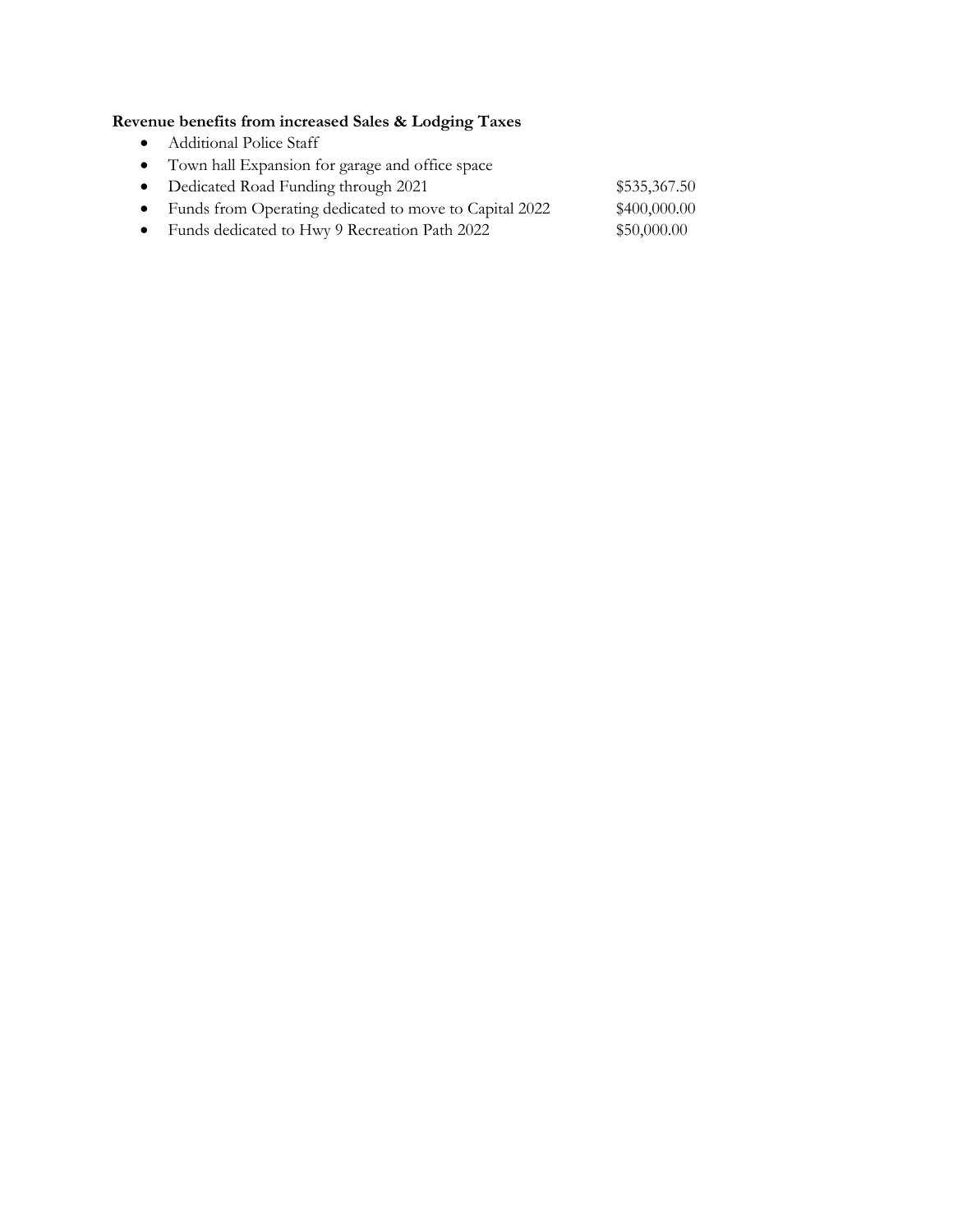**Revenue benefits from increased Sales & Lodging Taxes**

- Additional Police Staff
- Town hall Expansion for garage and office space
- Dedicated Road Funding through 2021 $535,367.50
- Funds from Operating dedicated to move to Capital 2022 $400,000.00
- Funds dedicated to Hwy 9 Recreation Path 2022 $50,000.00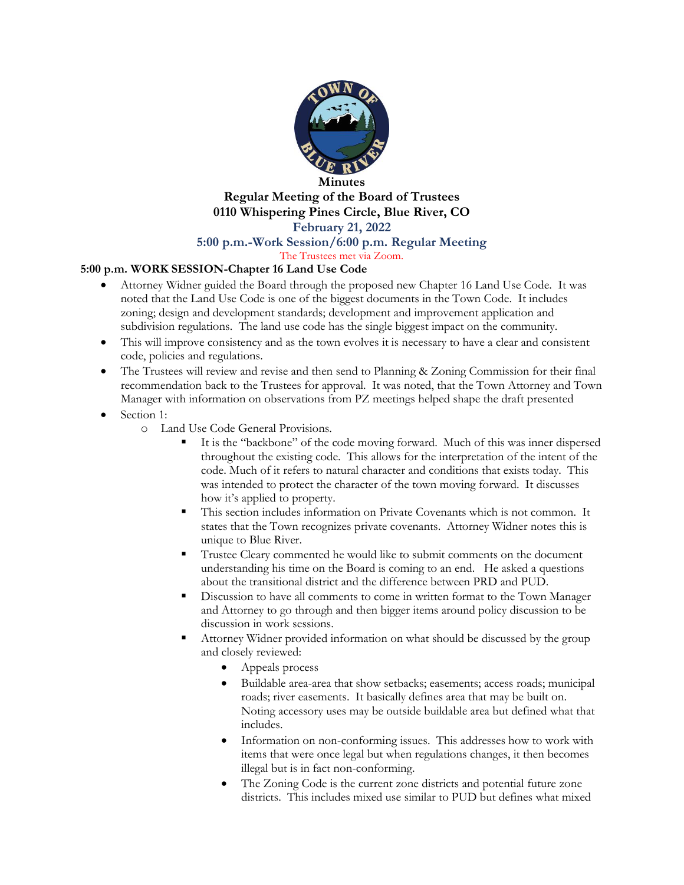**Minutes**

**Regular Meeting of the Board of Trustees**

**0110 Whispering Pines Circle, Blue River, CO**

**February 21, 2022**

**5:00 p.m.-Work Session/6:00 p.m. Regular Meeting**

The Trustees met via Zoom.

**5:00 p.m. WORK SESSION-Chapter 16 Land Use Code**

- Attorney Widner guided the Board through the proposed new Chapter 16 Land Use Code. It was noted that the Land Use Code is one of the biggest documents in the Town Code. It includes zoning; design and development standards; development and improvement application and subdivision regulations. The land use code has the single biggest impact on the community.
- This will improve consistency and as the town evolves it is necessary to have a clear and consistent code, policies and regulations.
- The Trustees will review and revise and then send to Planning & Zoning Commission for their final recommendation back to the Trustees for approval. It was noted, that the Town Attorney and Town Manager with information on observations from PZ meetings helped shape the draft presented
- Section 1:
  - Land Use Code General Provisions.
    - It is the "backbone" of the code moving forward. Much of this was inner dispersed throughout the existing code. This allows for the interpretation of the intent of the code. Much of it refers to natural character and conditions that exists today. This was intended to protect the character of the town moving forward. It discusses how it's applied to property.
    - This section includes information on Private Covenants which is not common. It states that the Town recognizes private covenants. Attorney Widner notes this is unique to Blue River.
    - Trustee Cleary commented he would like to submit comments on the document understanding his time on the Board is coming to an end. He asked a questions about the transitional district and the difference between PRD and PUD.
    - Discussion to have all comments to come in written format to the Town Manager and Attorney to go through and then bigger items around policy discussion to be discussion in work sessions.
    - Attorney Widner provided information on what should be discussed by the group and closely reviewed:
      - Appeals process
      - Buildable area-area that show setbacks; easements; access roads; municipal roads; river easements. It basically defines area that may be built on. Noting accessory uses may be outside buildable area but defined what that includes.
      - Information on non-conforming issues. This addresses how to work with items that were once legal but when regulations changes, it then becomes illegal but is in fact non-conforming.
      - The Zoning Code is the current zone districts and potential future zone districts. This includes mixed use similar to PUD but defines what mixed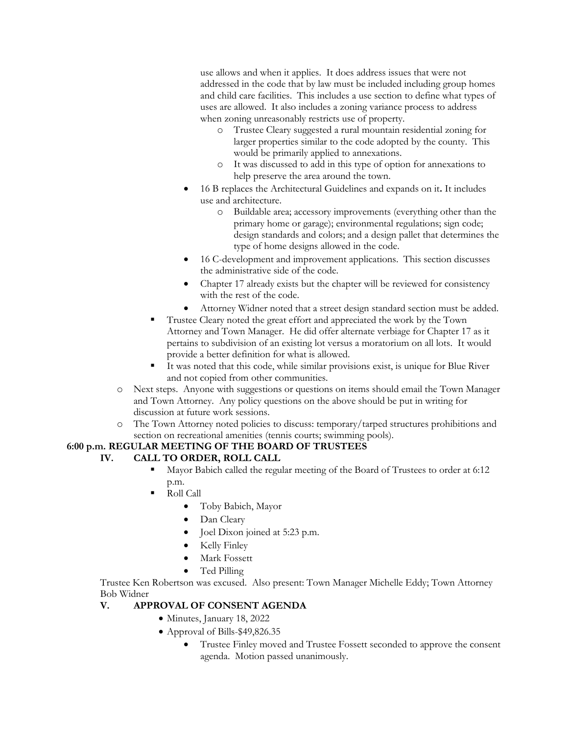use allows and when it applies. It does address issues that were not addressed in the code that by law must be included including group homes and child care facilities. This includes a use section to define what types of uses are allowed. It also includes a zoning variance process to address when zoning unreasonably restricts use of property.

- Trustee Cleary suggested a rural mountain residential zoning for larger properties similar to the code adopted by the county. This would be primarily applied to annexations.
- It was discussed to add in this type of option for annexations to help preserve the area around the town.

- 16 B replaces the Architectural Guidelines and expands on it. It includes use and architecture.
  - Buildable area; accessory improvements (everything other than the primary home or garage); environmental regulations; sign code; design standards and colors; and a design pallet that determines the type of home designs allowed in the code.
- 16 C-development and improvement applications. This section discusses the administrative side of the code.
- Chapter 17 already exists but the chapter will be reviewed for consistency with the rest of the code.
- Attorney Widner noted that a street design standard section must be added.

- Trustee Cleary noted the great effort and appreciated the work by the Town Attorney and Town Manager. He did offer alternate verbiage for Chapter 17 as it pertains to subdivision of an existing lot versus a moratorium on all lots. It would provide a better definition for what is allowed.
- It was noted that this code, while similar provisions exist, is unique for Blue River and not copied from other communities.

- Next steps. Anyone with suggestions or questions on items should email the Town Manager and Town Attorney. Any policy questions on the above should be put in writing for discussion at future work sessions.
- The Town Attorney noted policies to discuss: temporary/tarped structures prohibitions and section on recreational amenities (tennis courts; swimming pools).

## 6:00 p.m. REGULAR MEETING OF THE BOARD OF TRUSTEES

### IV. CALL TO ORDER, ROLL CALL

- Mayor Babich called the regular meeting of the Board of Trustees to order at 6:12 p.m.
- Roll Call
  - Toby Babich, Mayor
  - Dan Cleary
  - Joel Dixon joined at 5:23 p.m.
  - Kelly Finley
  - Mark Fossett
  - Ted Pilling

Trustee Ken Robertson was excused. Also present: Town Manager Michelle Eddy; Town Attorney Bob Widner

### V. APPROVAL OF CONSENT AGENDA

- Minutes, January 18, 2022
- Approval of Bills-$49,826.35
  - Trustee Finley moved and Trustee Fossett seconded to approve the consent agenda. Motion passed unanimously.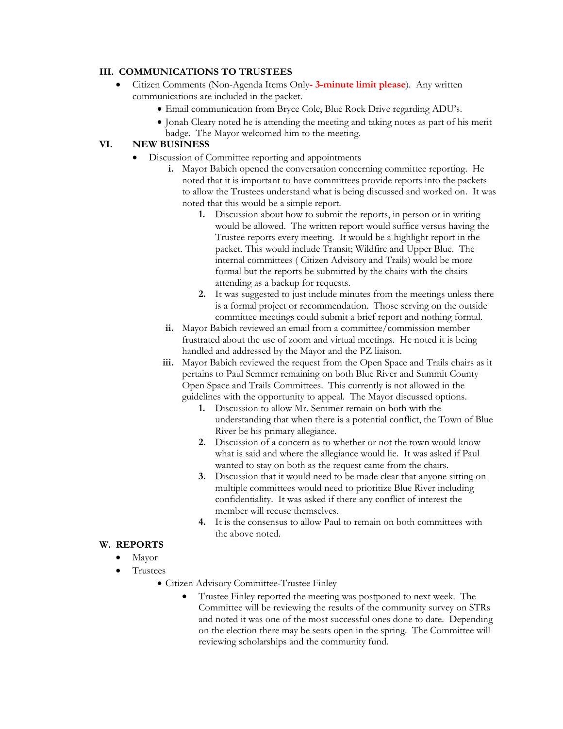## III. COMMUNICATIONS TO TRUSTEES

- Citizen Comments (Non-Agenda Items Only**- 3-minute limit please**). Any written communications are included in the packet.
  - Email communication from Bryce Cole, Blue Rock Drive regarding ADU's.
  - Jonah Cleary noted he is attending the meeting and taking notes as part of his merit badge. The Mayor welcomed him to the meeting.

## VI. NEW BUSINESS

- Discussion of Committee reporting and appointments
  - **i.** Mayor Babich opened the conversation concerning committee reporting. He noted that it is important to have committees provide reports into the packets to allow the Trustees understand what is being discussed and worked on. It was noted that this would be a simple report.
    1. Discussion about how to submit the reports, in person or in writing would be allowed. The written report would suffice versus having the Trustee reports every meeting. It would be a highlight report in the packet. This would include Transit; Wildfire and Upper Blue. The internal committees ( Citizen Advisory and Trails) would be more formal but the reports be submitted by the chairs with the chairs attending as a backup for requests.
    2. It was suggested to just include minutes from the meetings unless there is a formal project or recommendation. Those serving on the outside committee meetings could submit a brief report and nothing formal.
  - **ii.** Mayor Babich reviewed an email from a committee/commission member frustrated about the use of zoom and virtual meetings. He noted it is being handled and addressed by the Mayor and the PZ liaison.
  - **iii.** Mayor Babich reviewed the request from the Open Space and Trails chairs as it pertains to Paul Semmer remaining on both Blue River and Summit County Open Space and Trails Committees. This currently is not allowed in the guidelines with the opportunity to appeal. The Mayor discussed options.
    1. Discussion to allow Mr. Semmer remain on both with the understanding that when there is a potential conflict, the Town of Blue River be his primary allegiance.
    2. Discussion of a concern as to whether or not the town would know what is said and where the allegiance would lie. It was asked if Paul wanted to stay on both as the request came from the chairs.
    3. Discussion that it would need to be made clear that anyone sitting on multiple committees would need to prioritize Blue River including confidentiality. It was asked if there any conflict of interest the member will recuse themselves.
    4. It is the consensus to allow Paul to remain on both committees with the above noted.

## W. REPORTS

- Mayor
- Trustees
  - Citizen Advisory Committee-Trustee Finley
    - Trustee Finley reported the meeting was postponed to next week. The Committee will be reviewing the results of the community survey on STRs and noted it was one of the most successful ones done to date. Depending on the election there may be seats open in the spring. The Committee will reviewing scholarships and the community fund.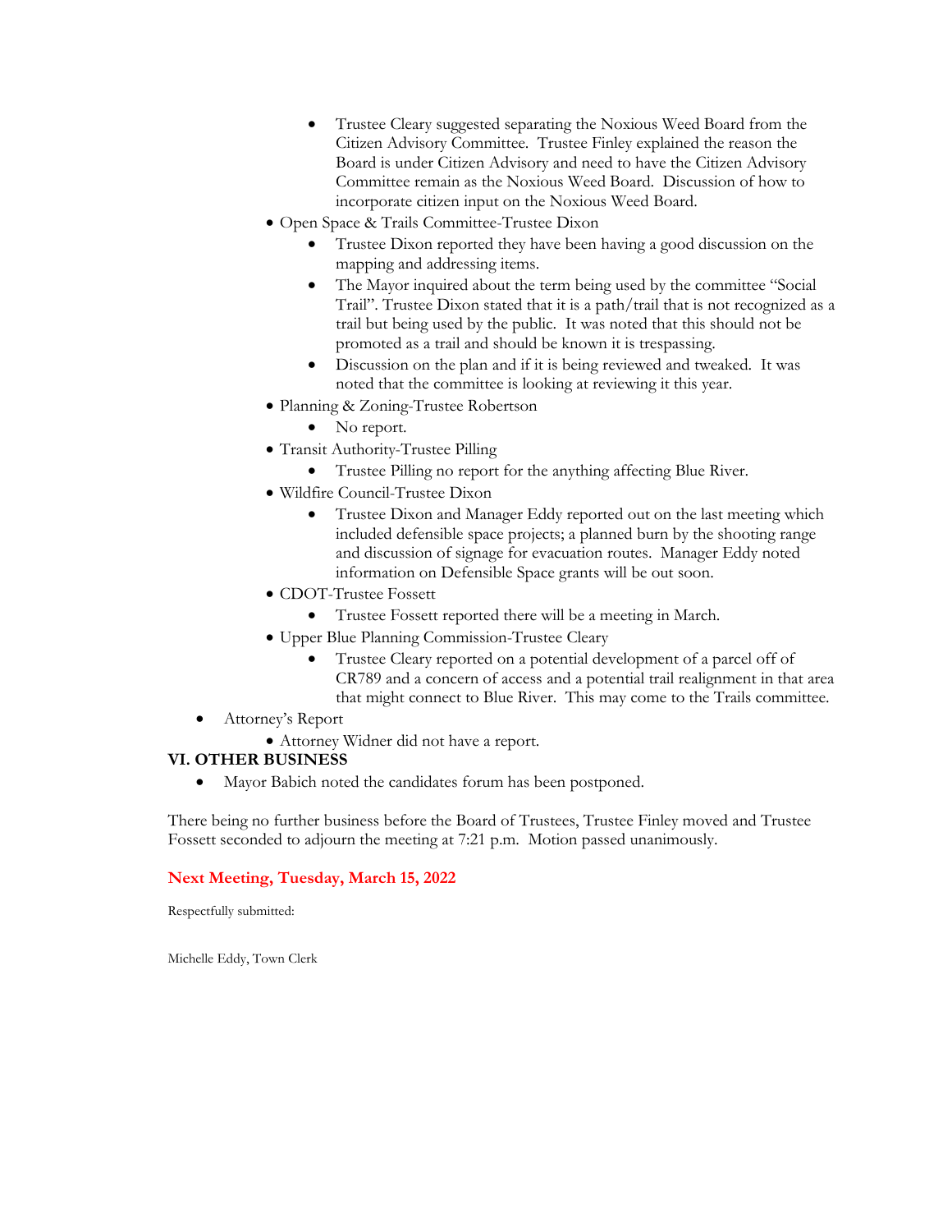- Trustee Cleary suggested separating the Noxious Weed Board from the Citizen Advisory Committee. Trustee Finley explained the reason the Board is under Citizen Advisory and need to have the Citizen Advisory Committee remain as the Noxious Weed Board. Discussion of how to incorporate citizen input on the Noxious Weed Board.
    - Open Space & Trails Committee-Trustee Dixon
        - Trustee Dixon reported they have been having a good discussion on the mapping and addressing items.
        - The Mayor inquired about the term being used by the committee "Social Trail". Trustee Dixon stated that it is a path/trail that is not recognized as a trail but being used by the public. It was noted that this should not be promoted as a trail and should be known it is trespassing.
        - Discussion on the plan and if it is being reviewed and tweaked. It was noted that the committee is looking at reviewing it this year.
    - Planning & Zoning-Trustee Robertson
        - No report.
    - Transit Authority-Trustee Pilling
        - Trustee Pilling no report for the anything affecting Blue River.
    - Wildfire Council-Trustee Dixon
        - Trustee Dixon and Manager Eddy reported out on the last meeting which included defensible space projects; a planned burn by the shooting range and discussion of signage for evacuation routes. Manager Eddy noted information on Defensible Space grants will be out soon.
    - CDOT-Trustee Fossett
        - Trustee Fossett reported there will be a meeting in March.
    - Upper Blue Planning Commission-Trustee Cleary
        - Trustee Cleary reported on a potential development of a parcel off of CR789 and a concern of access and a potential trail realignment in that area that might connect to Blue River. This may come to the Trails committee.
- Attorney's Report
    - Attorney Widner did not have a report.

**VI. OTHER BUSINESS**

- Mayor Babich noted the candidates forum has been postponed.

There being no further business before the Board of Trustees, Trustee Finley moved and Trustee Fossett seconded to adjourn the meeting at 7:21 p.m. Motion passed unanimously.

**Next Meeting, Tuesday, March 15, 2022**

Respectfully submitted:

Michelle Eddy, Town Clerk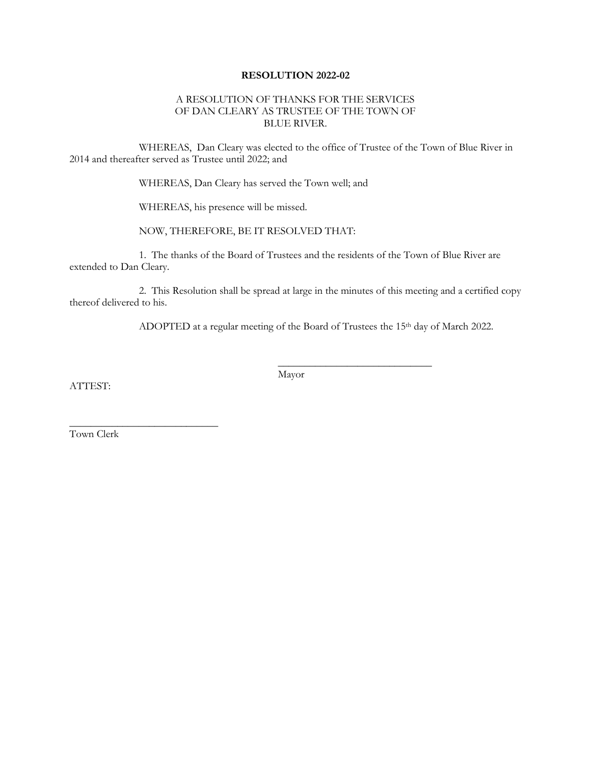**RESOLUTION 2022-02**

A RESOLUTION OF THANKS FOR THE SERVICES OF DAN CLEARY AS TRUSTEE OF THE TOWN OF BLUE RIVER.

WHEREAS, Dan Cleary was elected to the office of Trustee of the Town of Blue River in 2014 and thereafter served as Trustee until 2022; and

WHEREAS, Dan Cleary has served the Town well; and

WHEREAS, his presence will be missed.

NOW, THEREFORE, BE IT RESOLVED THAT:

1. The thanks of the Board of Trustees and the residents of the Town of Blue River are extended to Dan Cleary.

2. This Resolution shall be spread at large in the minutes of this meeting and a certified copy thereof delivered to his.

ADOPTED at a regular meeting of the Board of Trustees the 15th day of March 2022.

\_\_\_\_\_\_\_\_\_\_\_\_\_\_\_\_\_\_\_\_\_\_\_\_\_\_\_\_\_\_
Mayor

ATTEST:

\_\_\_\_\_\_\_\_\_\_\_\_\_\_\_\_\_\_\_\_\_\_\_\_\_\_\_\_\_\_
Town Clerk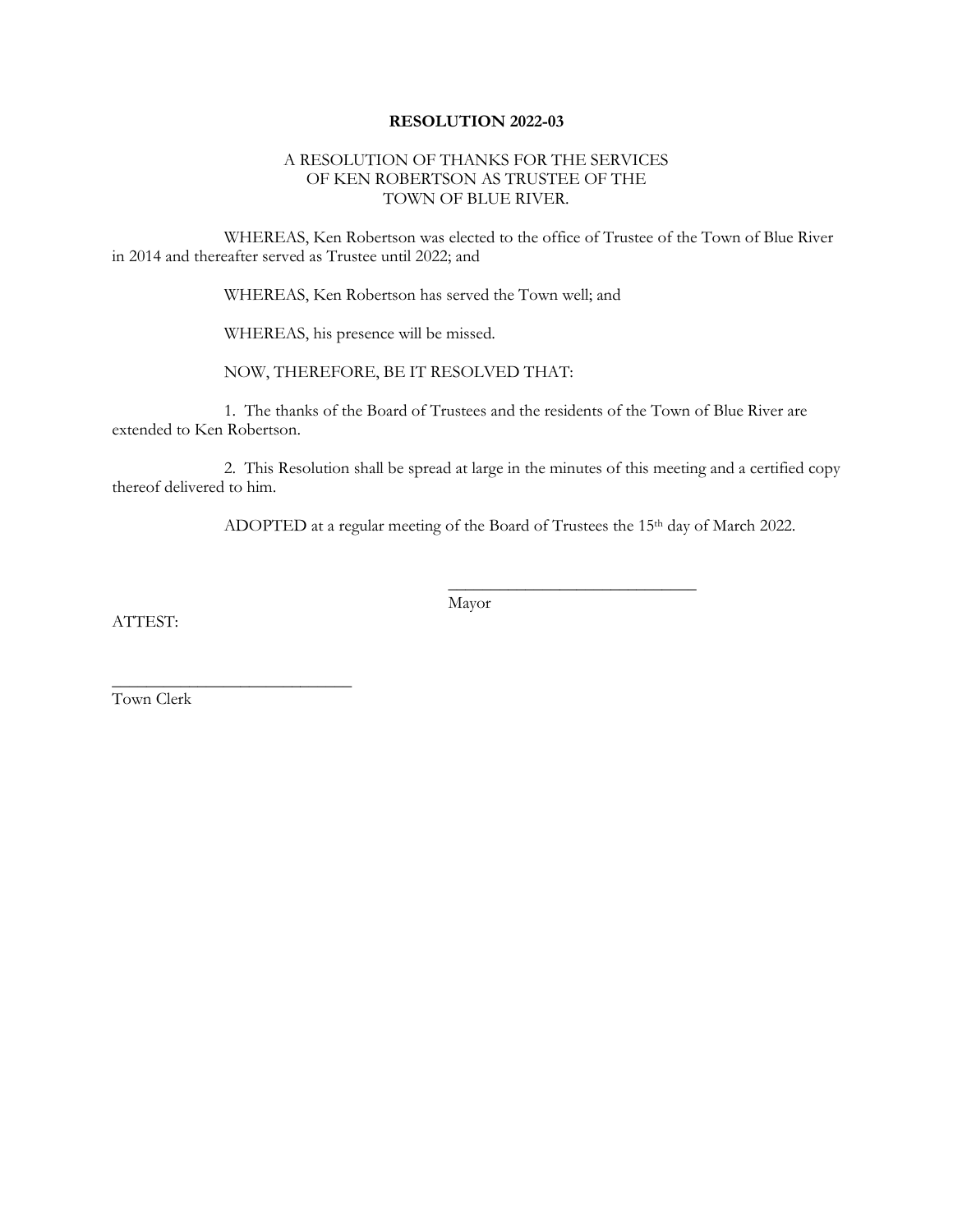**RESOLUTION 2022-03**

A RESOLUTION OF THANKS FOR THE SERVICES
OF KEN ROBERTSON AS TRUSTEE OF THE
TOWN OF BLUE RIVER.

WHEREAS, Ken Robertson was elected to the office of Trustee of the Town of Blue River in 2014 and thereafter served as Trustee until 2022; and

WHEREAS, Ken Robertson has served the Town well; and

WHEREAS, his presence will be missed.

NOW, THEREFORE, BE IT RESOLVED THAT:

1. The thanks of the Board of Trustees and the residents of the Town of Blue River are extended to Ken Robertson.

2. This Resolution shall be spread at large in the minutes of this meeting and a certified copy thereof delivered to him.

ADOPTED at a regular meeting of the Board of Trustees the 15th day of March 2022.

_____________________________
Mayor

ATTEST:

_____________________________
Town Clerk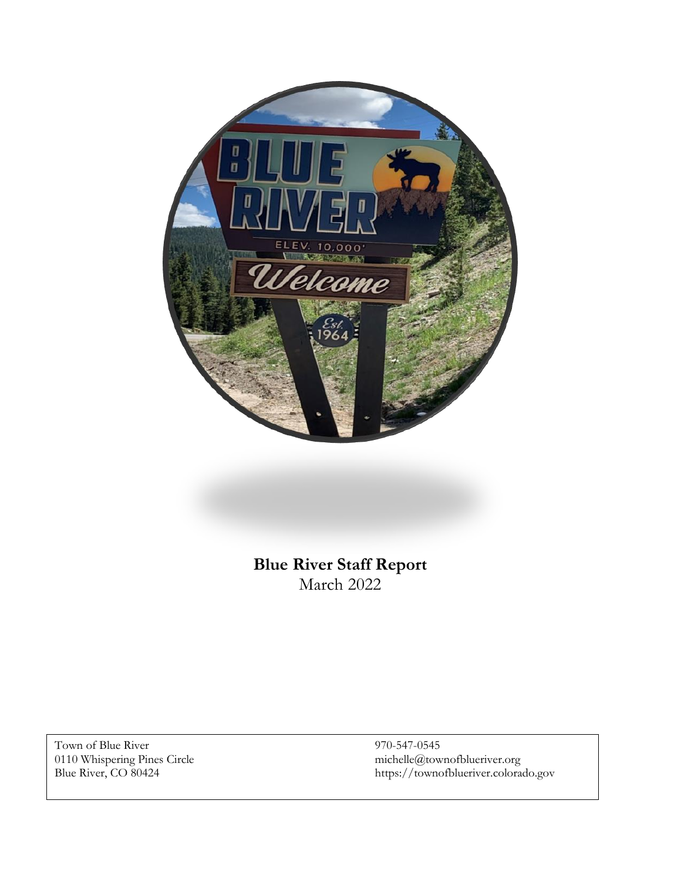**Blue River Staff Report**
March 2022

Town of Blue River
0110 Whispering Pines Circle
Blue River, CO 80424

970-547-0545
michelle@townofblueriver.org
https://townofblueriver.colorado.gov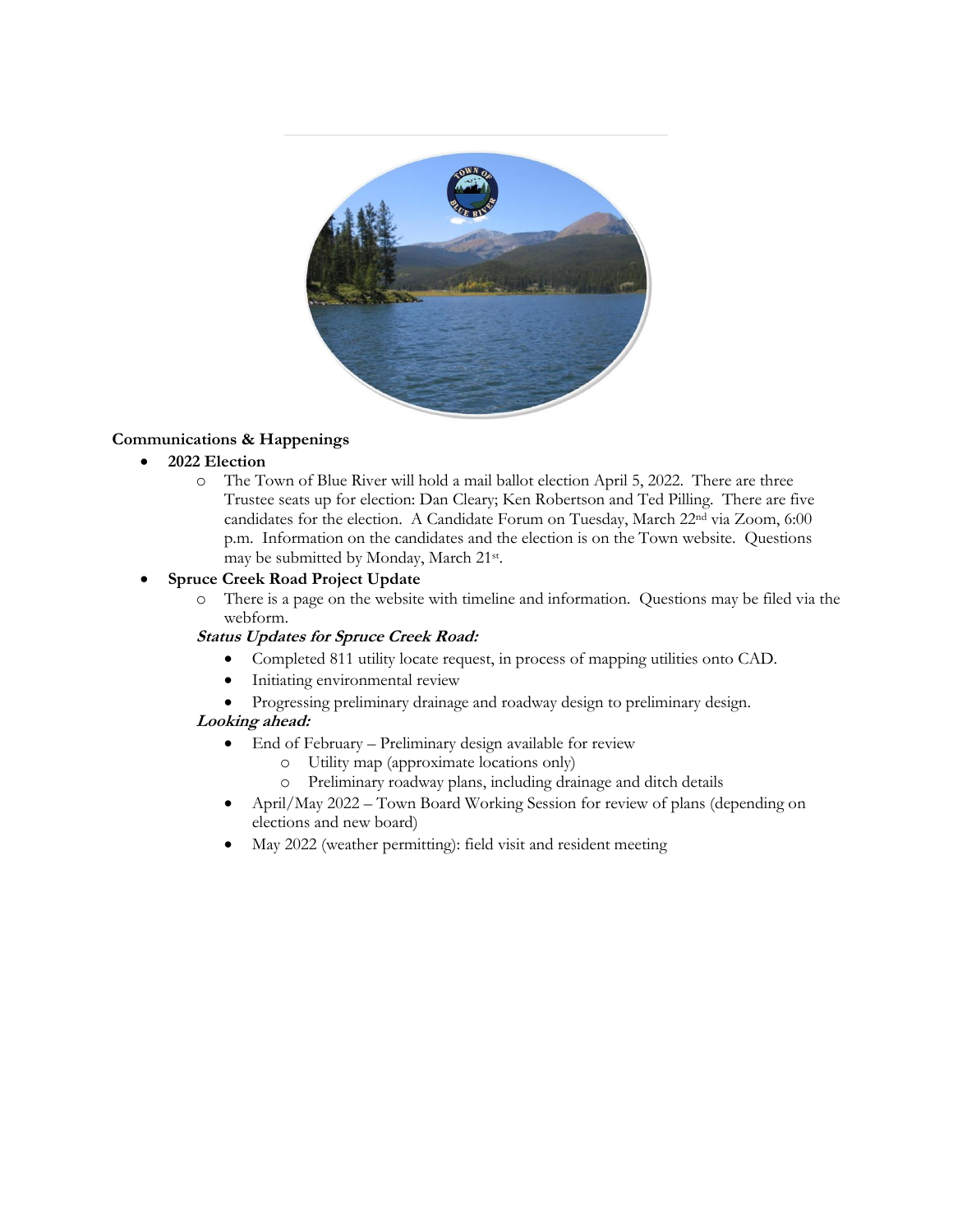**Communications & Happenings**

- **2022 Election**
  - The Town of Blue River will hold a mail ballot election April 5, 2022. There are three Trustee seats up for election: Dan Cleary; Ken Robertson and Ted Pilling. There are five candidates for the election. A Candidate Forum on Tuesday, March 22nd via Zoom, 6:00 p.m. Information on the candidates and the election is on the Town website. Questions may be submitted by Monday, March 21st.
- **Spruce Creek Road Project Update**
  - There is a page on the website with timeline and information. Questions may be filed via the webform.

  ***Status Updates for Spruce Creek Road:***

  - Completed 811 utility locate request, in process of mapping utilities onto CAD.
  - Initiating environmental review
  - Progressing preliminary drainage and roadway design to preliminary design.

  ***Looking ahead:***

  - End of February – Preliminary design available for review
    - Utility map (approximate locations only)
    - Preliminary roadway plans, including drainage and ditch details
  - April/May 2022 – Town Board Working Session for review of plans (depending on elections and new board)
  - May 2022 (weather permitting): field visit and resident meeting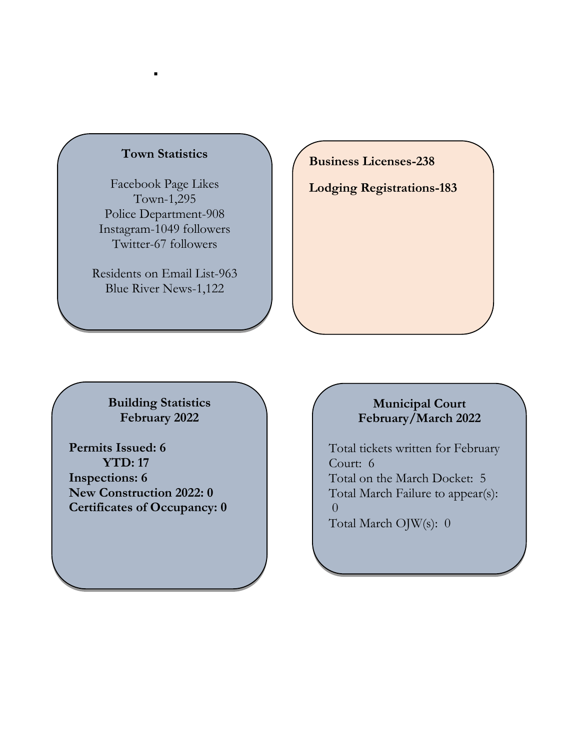### Town Statistics

Facebook Page Likes
Town-1,295
Police Department-908
Instagram-1049 followers
Twitter-67 followers

Residents on Email List-963
Blue River News-1,122

**Business Licenses-238**

**Lodging Registrations-183**

### Building Statistics
### February 2022

**Permits Issued: 6**
**YTD: 17**
**Inspections: 6**
**New Construction 2022: 0**
**Certificates of Occupancy: 0**

### Municipal Court
### February/March 2022

Total tickets written for February Court: 6
Total on the March Docket: 5
Total March Failure to appear(s): 0
Total March OJW(s): 0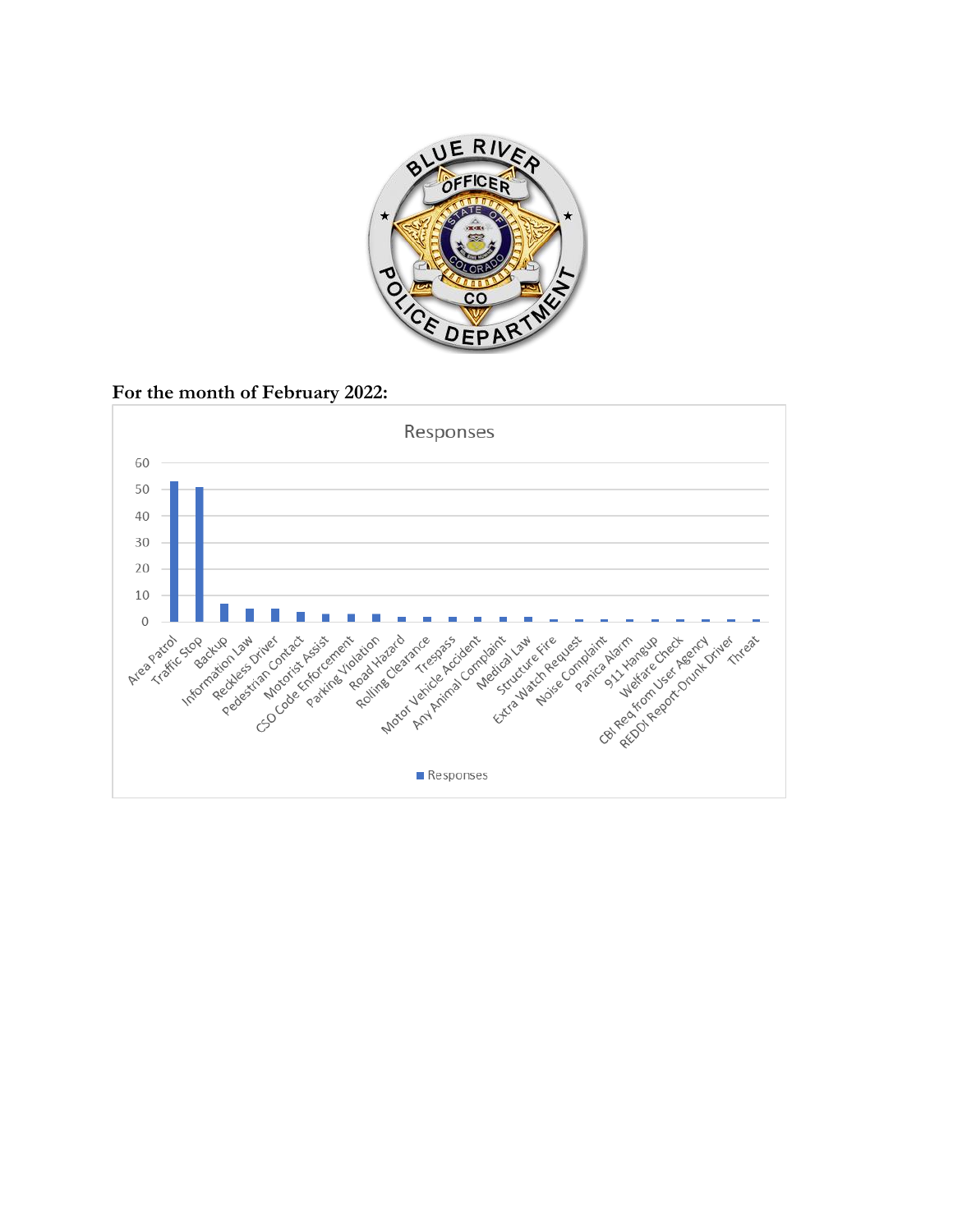**For the month of February 2022:**

Responses

| Category | Responses |
|---|---|
| Area Patrol | 53 |
| Traffic Stop | 51 |
| Backup | 7 |
| Information Law | 5 |
| Reckless Driver | 5 |
| Pedestrian Contact | 4 |
| Motorist Assist | 3 |
| CSO Code Enforcement | 3 |
| Parking Violation | 3 |
| Road Hazard | 2 |
| Rolling Clearance | 2 |
| Trespass | 2 |
| Motor Vehicle Accident | 2 |
| Any Animal Complaint | 2 |
| Medical Law | 2 |
| Structure Fire | 1 |
| Extra Watch Request | 1 |
| Noise Complaint | 1 |
| Panica Alarm | 1 |
| 911 Hangup | 1 |
| Welfare Check | 1 |
| CBI Req from User Agency | 1 |
| REDDI Report-Drunk Driver | 1 |
| Threat | 1 |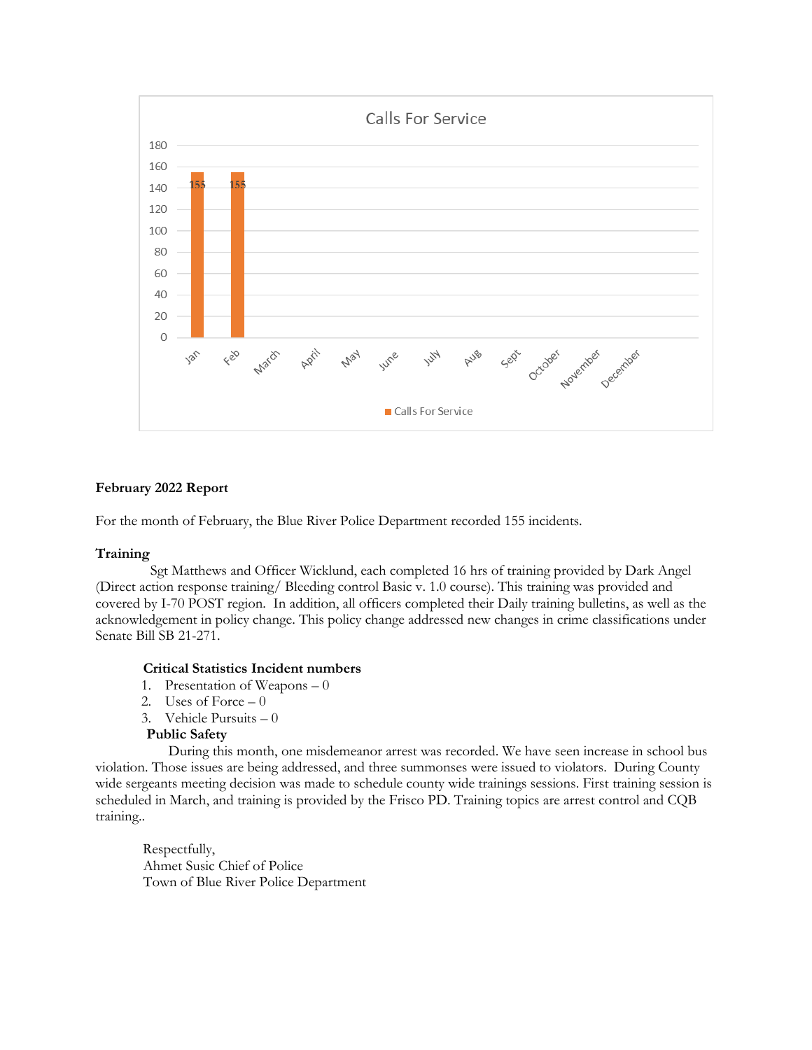**Calls For Service**

| Month | Calls For Service |
|---|---|
| Jan | 155 |
| Feb | 155 |
| March | |
| April | |
| May | |
| June | |
| July | |
| Aug | |
| Sept | |
| October | |
| November | |
| December | |

**February 2022 Report**

For the month of February, the Blue River Police Department recorded 155 incidents.

**Training**

Sgt Matthews and Officer Wicklund, each completed 16 hrs of training provided by Dark Angel (Direct action response training/ Bleeding control Basic v. 1.0 course). This training was provided and covered by I-70 POST region. In addition, all officers completed their Daily training bulletins, as well as the acknowledgement in policy change. This policy change addressed new changes in crime classifications under Senate Bill SB 21-271.

**Critical Statistics Incident numbers**

1. Presentation of Weapons – 0
2. Uses of Force – 0
3. Vehicle Pursuits – 0

**Public Safety**

During this month, one misdemeanor arrest was recorded. We have seen increase in school bus violation. Those issues are being addressed, and three summonses were issued to violators. During County wide sergeants meeting decision was made to schedule county wide trainings sessions. First training session is scheduled in March, and training is provided by the Frisco PD. Training topics are arrest control and CQB training..

Respectfully,
Ahmet Susic Chief of Police
Town of Blue River Police Department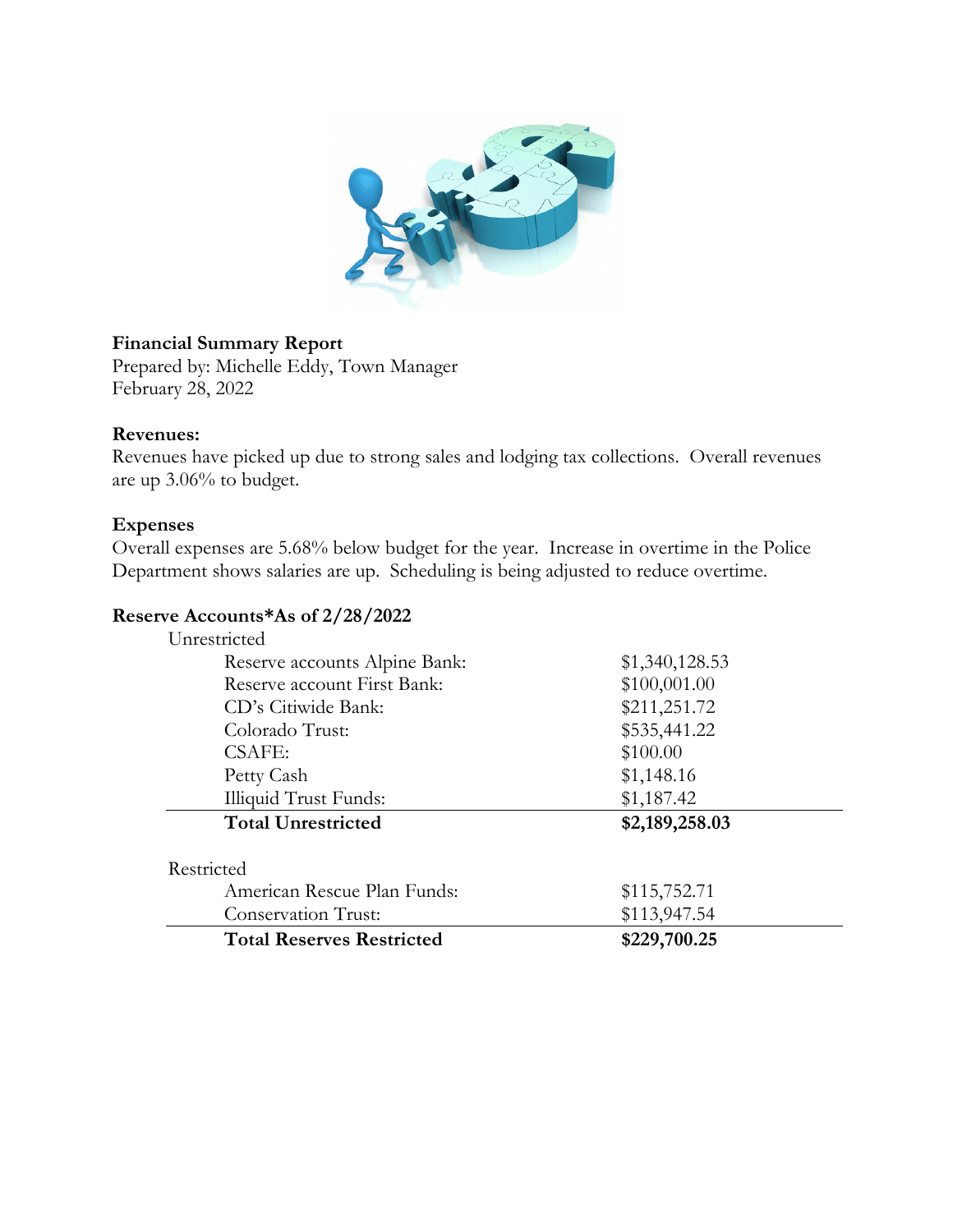**Financial Summary Report**
Prepared by: Michelle Eddy, Town Manager
February 28, 2022

**Revenues:**
Revenues have picked up due to strong sales and lodging tax collections. Overall revenues are up 3.06% to budget.

**Expenses**
Overall expenses are 5.68% below budget for the year. Increase in overtime in the Police Department shows salaries are up. Scheduling is being adjusted to reduce overtime.

**Reserve Accounts*As of 2/28/2022**

| | |
|---|---|
| Unrestricted | |
| Reserve accounts Alpine Bank: | $1,340,128.53 |
| Reserve account First Bank: | $100,001.00 |
| CD's Citiwide Bank: | $211,251.72 |
| Colorado Trust: | $535,441.22 |
| CSAFE: | $100.00 |
| Petty Cash | $1,148.16 |
| Illiquid Trust Funds: | $1,187.42 |
| **Total Unrestricted** | **$2,189,258.03** |
| | |
| Restricted | |
| American Rescue Plan Funds: | $115,752.71 |
| Conservation Trust: | $113,947.54 |
| **Total Reserves Restricted** | **$229,700.25** |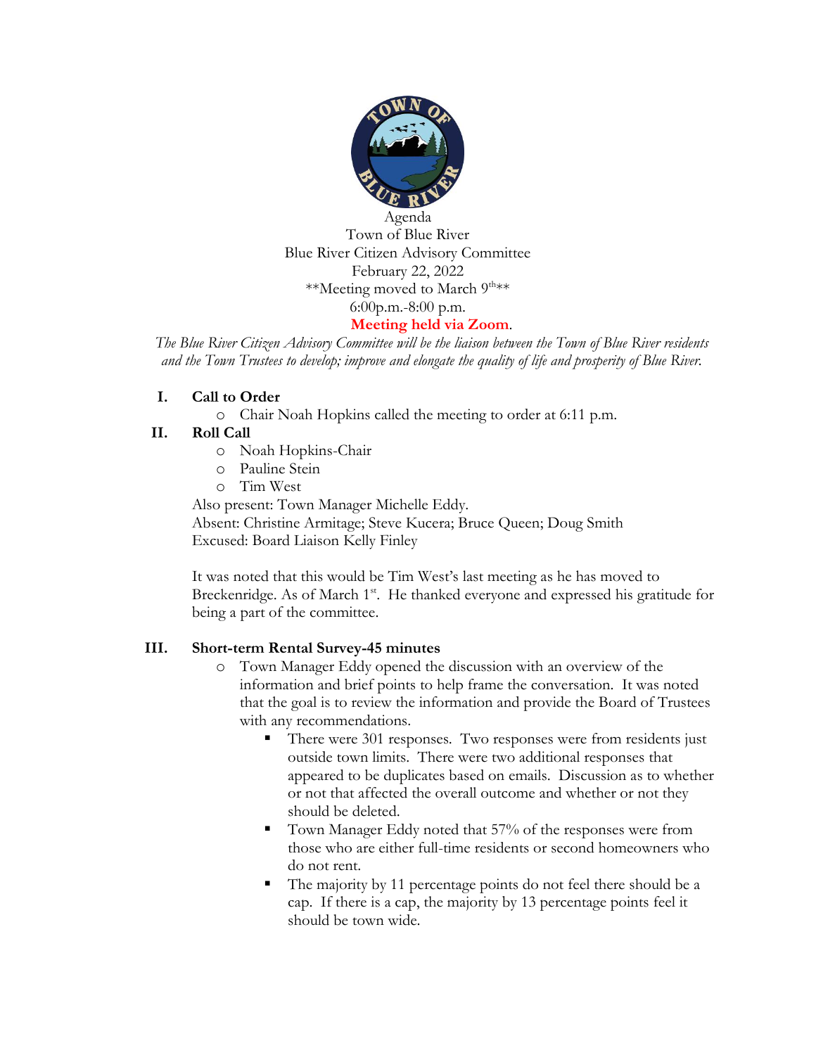Agenda
Town of Blue River
Blue River Citizen Advisory Committee
February 22, 2022
**Meeting moved to March 9th**
6:00p.m.-8:00 p.m.
**Meeting held via Zoom.**

*The Blue River Citizen Advisory Committee will be the liaison between the Town of Blue River residents and the Town Trustees to develop; improve and elongate the quality of life and prosperity of Blue River.*

## I. Call to Order

- Chair Noah Hopkins called the meeting to order at 6:11 p.m.

## II. Roll Call

- Noah Hopkins-Chair
- Pauline Stein
- Tim West

Also present: Town Manager Michelle Eddy.
Absent: Christine Armitage; Steve Kucera; Bruce Queen; Doug Smith
Excused: Board Liaison Kelly Finley

It was noted that this would be Tim West's last meeting as he has moved to Breckenridge. As of March 1st. He thanked everyone and expressed his gratitude for being a part of the committee.

## III. Short-term Rental Survey-45 minutes

- Town Manager Eddy opened the discussion with an overview of the information and brief points to help frame the conversation. It was noted that the goal is to review the information and provide the Board of Trustees with any recommendations.
  - There were 301 responses. Two responses were from residents just outside town limits. There were two additional responses that appeared to be duplicates based on emails. Discussion as to whether or not that affected the overall outcome and whether or not they should be deleted.
  - Town Manager Eddy noted that 57% of the responses were from those who either full-time residents or second homeowners who do not rent.
  - The majority by 11 percentage points do not feel there should be a cap. If there is a cap, the majority by 13 percentage points feel it should be town wide.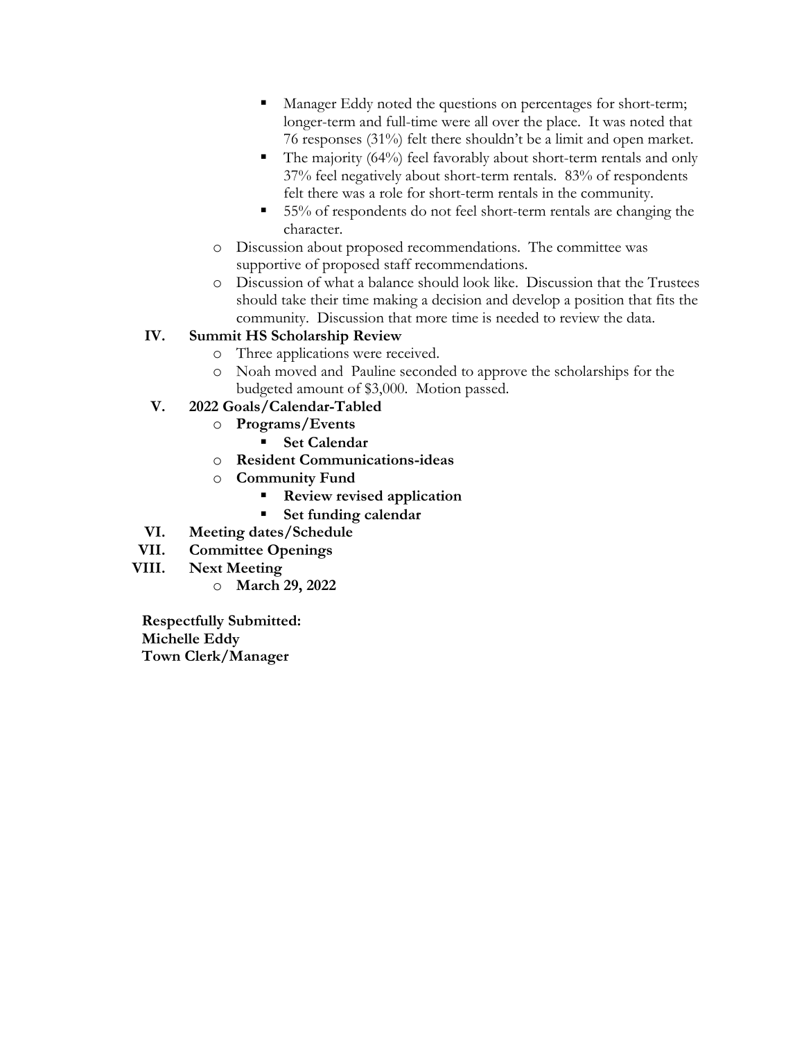- Manager Eddy noted the questions on percentages for short-term; longer-term and full-time were all over the place. It was noted that 76 responses (31%) felt there shouldn't be a limit and open market.
        - The majority (64%) feel favorably about short-term rentals and only 37% feel negatively about short-term rentals. 83% of respondents felt there was a role for short-term rentals in the community.
        - 55% of respondents do not feel short-term rentals are changing the character.
    - Discussion about proposed recommendations. The committee was supportive of proposed staff recommendations.
    - Discussion of what a balance should look like. Discussion that the Trustees should take their time making a decision and develop a position that fits the community. Discussion that more time is needed to review the data.

**IV. Summit HS Scholarship Review**

- Three applications were received.
- Noah moved and Pauline seconded to approve the scholarships for the budgeted amount of $3,000. Motion passed.

**V. 2022 Goals/Calendar-Tabled**

- **Programs/Events**
    - **Set Calendar**
- **Resident Communications-ideas**
- **Community Fund**
    - **Review revised application**
    - **Set funding calendar**

**VI. Meeting dates/Schedule**

**VII. Committee Openings**

**VIII. Next Meeting**

- **March 29, 2022**

**Respectfully Submitted:**
**Michelle Eddy**
**Town Clerk/Manager**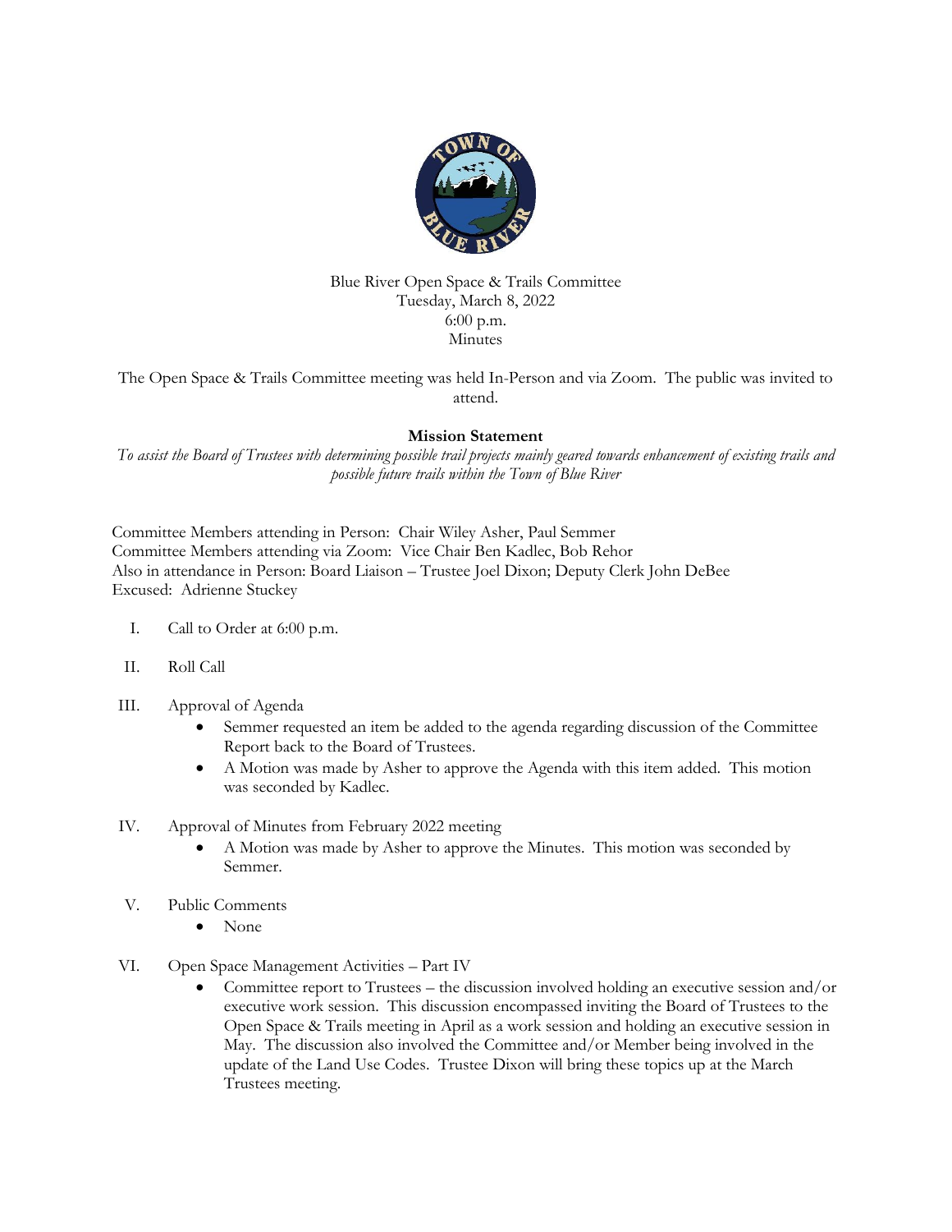Blue River Open Space & Trails Committee
Tuesday, March 8, 2022
6:00 p.m.
Minutes

The Open Space & Trails Committee meeting was held In-Person and via Zoom. The public was invited to attend.

**Mission Statement**

*To assist the Board of Trustees with determining possible trail projects mainly geared towards enhancement of existing trails and possible future trails within the Town of Blue River*

Committee Members attending in Person: Chair Wiley Asher, Paul Semmer
Committee Members attending via Zoom: Vice Chair Ben Kadlec, Bob Rehor
Also in attendance in Person: Board Liaison – Trustee Joel Dixon; Deputy Clerk John DeBee
Excused: Adrienne Stuckey

I. Call to Order at 6:00 p.m.

II. Roll Call

III. Approval of Agenda
- Semmer requested an item be added to the agenda regarding discussion of the Committee Report back to the Board of Trustees.
- A Motion was made by Asher to approve the Agenda with this item added. This motion was seconded by Kadlec.

IV. Approval of Minutes from February 2022 meeting
- A Motion was made by Asher to approve the Minutes. This motion was seconded by Semmer.

V. Public Comments
- None

VI. Open Space Management Activities – Part IV
- Committee report to Trustees – the discussion involved holding an executive session and/or executive work session. This discussion encompassed inviting the Board of Trustees to the Open Space & Trails meeting in April as a work session and holding an executive session in May. The discussion also involved the Committee and/or Member being involved in the update of the Land Use Codes. Trustee Dixon will bring these topics up at the March Trustees meeting.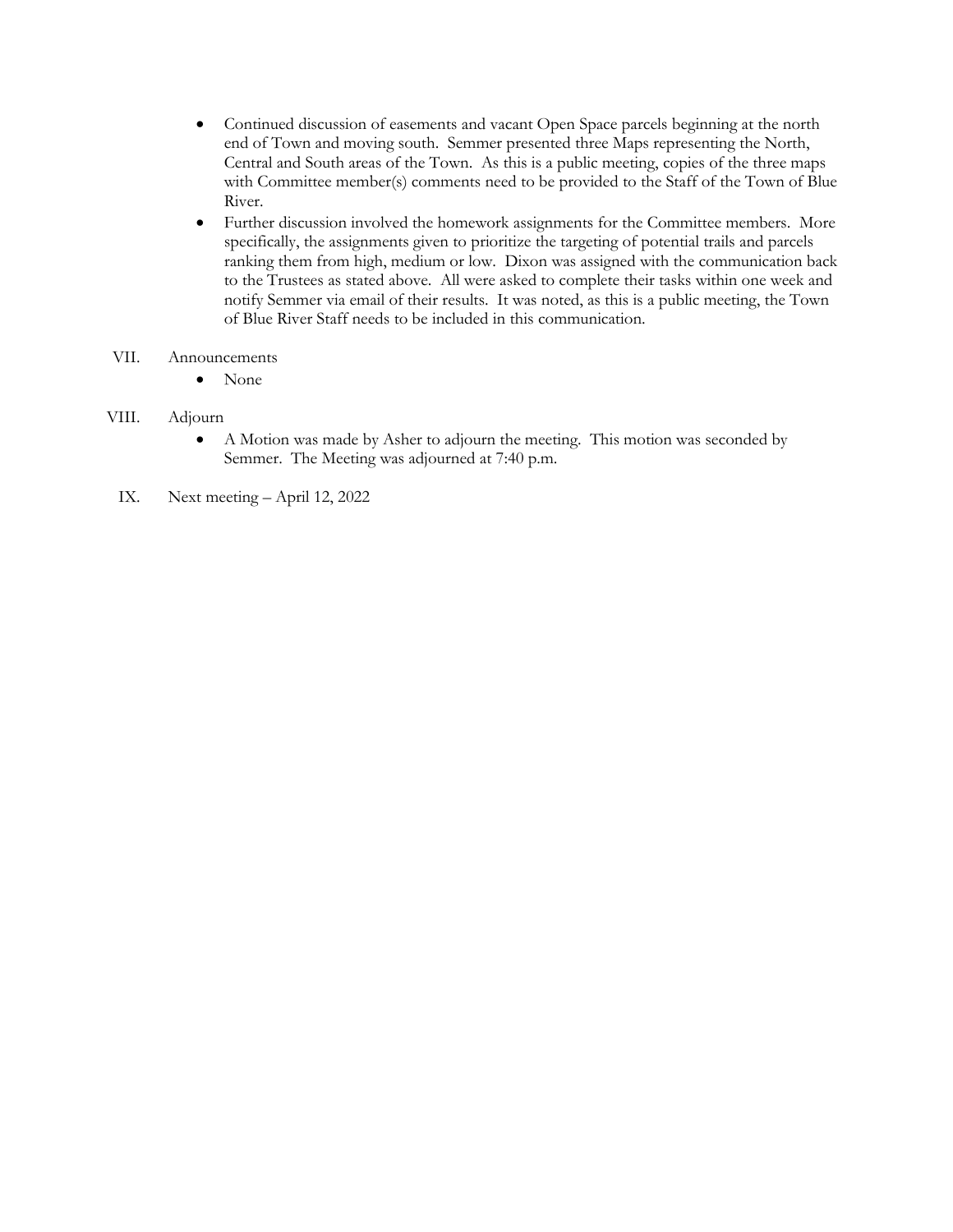- Continued discussion of easements and vacant Open Space parcels beginning at the north end of Town and moving south. Semmer presented three Maps representing the North, Central and South areas of the Town. As this is a public meeting, copies of the three maps with Committee member(s) comments need to be provided to the Staff of the Town of Blue River.
- Further discussion involved the homework assignments for the Committee members. More specifically, the assignments given to prioritize the targeting of potential trails and parcels ranking them from high, medium or low. Dixon was assigned with the communication back to the Trustees as stated above. All were asked to complete their tasks within one week and notify Semmer via email of their results. It was noted, as this is a public meeting, the Town of Blue River Staff needs to be included in this communication.

VII. Announcements

- None

VIII. Adjourn

- A Motion was made by Asher to adjourn the meeting. This motion was seconded by Semmer. The Meeting was adjourned at 7:40 p.m.

IX. Next meeting – April 12, 2022